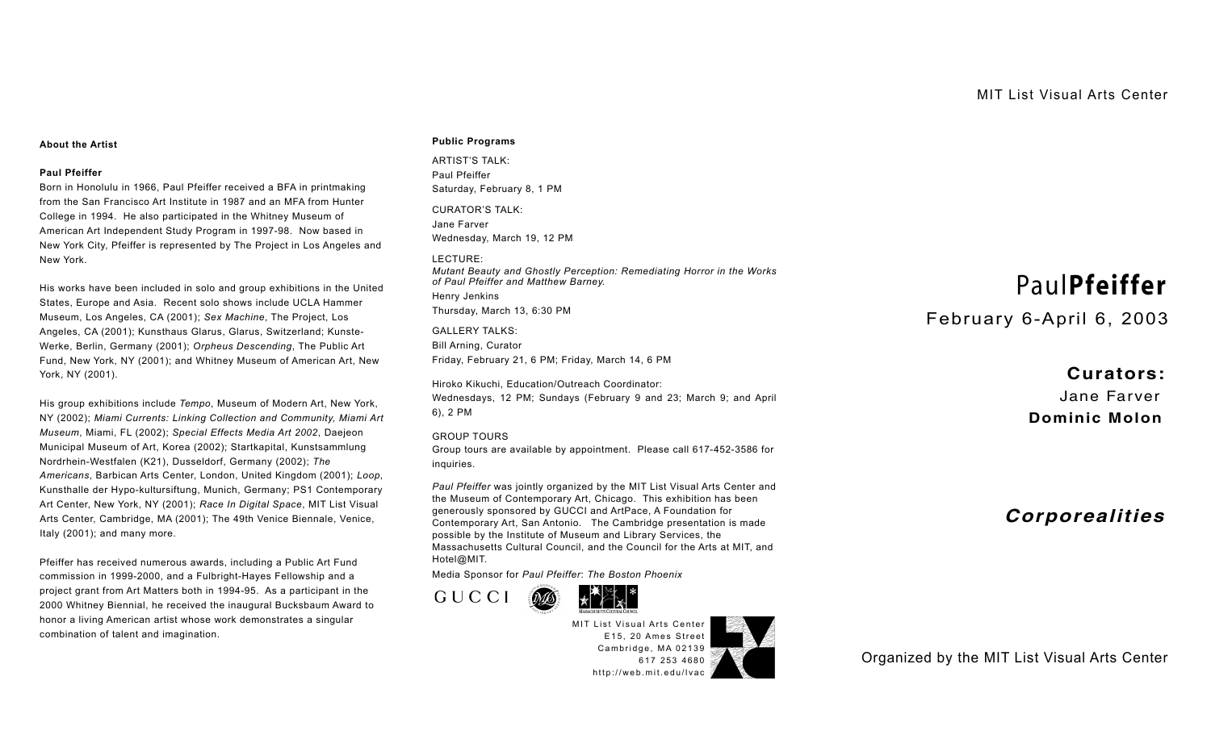MIT List Visual Arts Center

# Paul **Pfeiffer**

February 6-April 6, 2003

**Curators:**

Jane Farver

**Dominic Molon**

***Corporealities***

Organized by the MIT List Visual Arts Center

## About the Artist

**Paul Pfeiffer**

Born in Honolulu in 1966, Paul Pfeiffer received a BFA in printmaking from the San Francisco Art Institute in 1987 and an MFA from Hunter College in 1994. He also participated in the Whitney Museum of American Art Independent Study Program in 1997-98. Now based in New York City, Pfeiffer is represented by The Project in Los Angeles and New York.

His works have been included in solo and group exhibitions in the United States, Europe and Asia. Recent solo shows include UCLA Hammer Museum, Los Angeles, CA (2001); *Sex Machine*, The Project, Los Angeles, CA (2001); Kunsthaus Glarus, Glarus, Switzerland; Kunste-Werke, Berlin, Germany (2001); *Orpheus Descending*, The Public Art Fund, New York, NY (2001); and Whitney Museum of American Art, New York, NY (2001).

His group exhibitions include *Tempo*, Museum of Modern Art, New York, NY (2002); *Miami Currents: Linking Collection and Community, Miami Art Museum*, Miami, FL (2002); *Special Effects Media Art 2002*, Daejeon Municipal Museum of Art, Korea (2002); Startkapital, Kunstsammlung Nordrhein-Westfalen (K21), Dusseldorf, Germany (2002); *The Americans*, Barbican Arts Center, London, United Kingdom (2001); *Loop*, Kunsthalle der Hypo-kultursiftung, Munich, Germany; PS1 Contemporary Art Center, New York, NY (2001); *Race In Digital Space*, MIT List Visual Arts Center, Cambridge, MA (2001); The 49th Venice Biennale, Venice, Italy (2001); and many more.

Pfeiffer has received numerous awards, including a Public Art Fund commission in 1999-2000, and a Fulbright-Hayes Fellowship and a project grant from Art Matters both in 1994-95. As a participant in the 2000 Whitney Biennial, he received the inaugural Bucksbaum Award to honor a living American artist whose work demonstrates a singular combination of talent and imagination.

## Public Programs

ARTIST'S TALK:
Paul Pfeiffer
Saturday, February 8, 1 PM

CURATOR'S TALK:
Jane Farver
Wednesday, March 19, 12 PM

LECTURE:
*Mutant Beauty and Ghostly Perception: Remediating Horror in the Works of Paul Pfeiffer and Matthew Barney.*
Henry Jenkins
Thursday, March 13, 6:30 PM

GALLERY TALKS:
Bill Arning, Curator
Friday, February 21, 6 PM; Friday, March 14, 6 PM

Hiroko Kikuchi, Education/Outreach Coordinator:
Wednesdays, 12 PM; Sundays (February 9 and 23; March 9; and April 6), 2 PM

GROUP TOURS
Group tours are available by appointment. Please call 617-452-3586 for inquiries.

*Paul Pfeiffer* was jointly organized by the MIT List Visual Arts Center and the Museum of Contemporary Art, Chicago. This exhibition has been generously sponsored by GUCCI and ArtPace, A Foundation for Contemporary Art, San Antonio. The Cambridge presentation is made possible by the Institute of Museum and Library Services, the Massachusetts Cultural Council, and the Council for the Arts at MIT, and Hotel@MIT.

Media Sponsor for *Paul Pfeiffer*: *The Boston Phoenix*

GUCCI

MASSACHUSETTS CULTURAL COUNCIL

MIT List Visual Arts Center
E15, 20 Ames Street
Cambridge, MA 02139
617 253 4680
http://web.mit.edu/lvac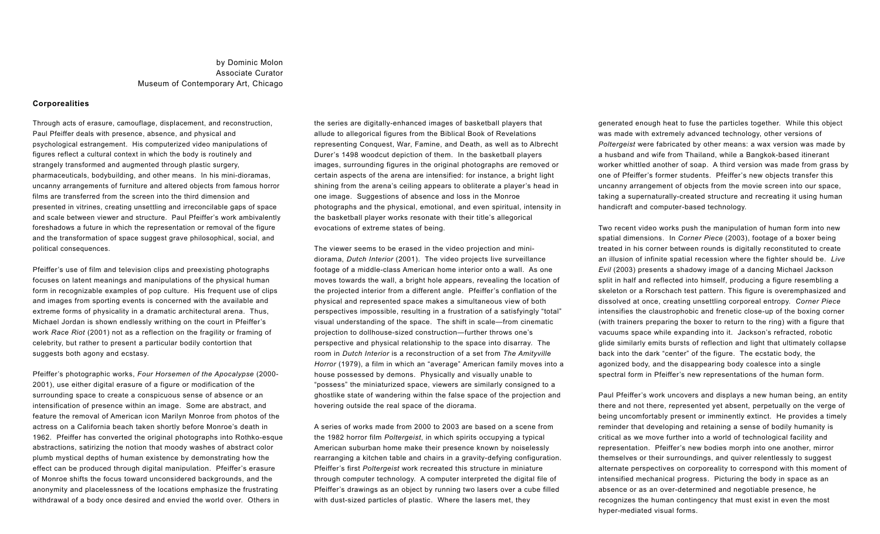by Dominic Molon
Associate Curator
Museum of Contemporary Art, Chicago

**Corporealities**

Through acts of erasure, camouflage, displacement, and reconstruction, Paul Pfeiffer deals with presence, absence, and physical and psychological estrangement. His computerized video manipulations of figures reflect a cultural context in which the body is routinely and strangely transformed and augmented through plastic surgery, pharmaceuticals, bodybuilding, and other means. In his mini-dioramas, uncanny arrangements of furniture and altered objects from famous horror films are transferred from the screen into the third dimension and presented in vitrines, creating unsettling and irreconcilable gaps of space and scale between viewer and structure. Paul Pfeiffer's work ambivalently foreshadows a future in which the representation or removal of the figure and the transformation of space suggest grave philosophical, social, and political consequences.

Pfeiffer's use of film and television clips and preexisting photographs focuses on latent meanings and manipulations of the physical human form in recognizable examples of pop culture. His frequent use of clips and images from sporting events is concerned with the available and extreme forms of physicality in a dramatic architectural arena. Thus, Michael Jordan is shown endlessly writhing on the court in Pfeiffer's work *Race Riot* (2001) not as a reflection on the fragility or framing of celebrity, but rather to present a particular bodily contortion that suggests both agony and ecstasy.

Pfeiffer's photographic works, *Four Horsemen of the Apocalypse* (2000-2001), use either digital erasure of a figure or modification of the surrounding space to create a conspicuous sense of absence or an intensification of presence within an image. Some are abstract, and feature the removal of American icon Marilyn Monroe from photos of the actress on a California beach taken shortly before Monroe's death in 1962. Pfeiffer has converted the original photographs into Rothko-esque abstractions, satirizing the notion that moody washes of abstract color plumb mystical depths of human existence by demonstrating how the effect can be produced through digital manipulation. Pfeiffer's erasure of Monroe shifts the focus toward unconsidered backgrounds, and the anonymity and placelessness of the locations emphasize the frustrating withdrawal of a body once desired and envied the world over. Others in the series are digitally-enhanced images of basketball players that allude to allegorical figures from the Biblical Book of Revelations representing Conquest, War, Famine, and Death, as well as to Albrecht Durer's 1498 woodcut depiction of them. In the basketball players images, surrounding figures in the original photographs are removed or certain aspects of the arena are intensified: for instance, a bright light shining from the arena's ceiling appears to obliterate a player's head in one image. Suggestions of absence and loss in the Monroe photographs and the physical, emotional, and even spiritual, intensity in the basketball player works resonate with their title's allegorical evocations of extreme states of being.

The viewer seems to be erased in the video projection and mini-diorama, *Dutch Interior* (2001). The video projects live surveillance footage of a middle-class American home interior onto a wall. As one moves towards the wall, a bright hole appears, revealing the location of the projected interior from a different angle. Pfeiffer's conflation of the physical and represented space makes a simultaneous view of both perspectives impossible, resulting in a frustration of a satisfyingly "total" visual understanding of the space. The shift in scale—from cinematic projection to dollhouse-sized construction—further throws one's perspective and physical relationship to the space into disarray. The room in *Dutch Interior* is a reconstruction of a set from *The Amityville Horror* (1979), a film in which an "average" American family moves into a house possessed by demons. Physically and visually unable to "possess" the miniaturized space, viewers are similarly consigned to a ghostlike state of wandering within the false space of the projection and hovering outside the real space of the diorama.

A series of works made from 2000 to 2003 are based on a scene from the 1982 horror film *Poltergeist*, in which spirits occupying a typical American suburban home make their presence known by noiselessly rearranging a kitchen table and chairs in a gravity-defying configuration. Pfeiffer's first *Poltergeist* work recreated this structure in miniature through computer technology. A computer interpreted the digital file of Pfeiffer's drawings as an object by running two lasers over a cube filled with dust-sized particles of plastic. Where the lasers met, they generated enough heat to fuse the particles together. While this object was made with extremely advanced technology, other versions of *Poltergeist* were fabricated by other means: a wax version was made by a husband and wife from Thailand, while a Bangkok-based itinerant worker whittled another of soap. A third version was made from grass by one of Pfeiffer's former students. Pfeiffer's new objects transfer this uncanny arrangement of objects from the movie screen into our space, taking a supernaturally-created structure and recreating it using human handicraft and computer-based technology.

Two recent video works push the manipulation of human form into new spatial dimensions. In *Corner Piece* (2003), footage of a boxer being treated in his corner between rounds is digitally reconstituted to create an illusion of infinite spatial recession where the fighter should be. *Live Evil* (2003) presents a shadowy image of a dancing Michael Jackson split in half and reflected into himself, producing a figure resembling a skeleton or a Rorschach test pattern. This figure is overemphasized and dissolved at once, creating unsettling corporeal entropy. *Corner Piece* intensifies the claustrophobic and frenetic close-up of the boxing corner (with trainers preparing the boxer to return to the ring) with a figure that vacuums space while expanding into it. Jackson's refracted, robotic glide similarly emits bursts of reflection and light that ultimately collapse back into the dark "center" of the figure. The ecstatic body, the agonized body, and the disappearing body coalesce into a single spectral form in Pfeiffer's new representations of the human form.

Paul Pfeiffer's work uncovers and displays a new human being, an entity there and not there, represented yet absent, perpetually on the verge of being uncomfortably present or imminently extinct. He provides a timely reminder that developing and retaining a sense of bodily humanity is critical as we move further into a world of technological facility and representation. Pfeiffer's new bodies morph into one another, mirror themselves or their surroundings, and quiver relentlessly to suggest alternate perspectives on corporeality to correspond with this moment of intensified mechanical progress. Picturing the body in space as an absence or as an over-determined and negotiable presence, he recognizes the human contingency that must exist in even the most hyper-mediated visual forms.